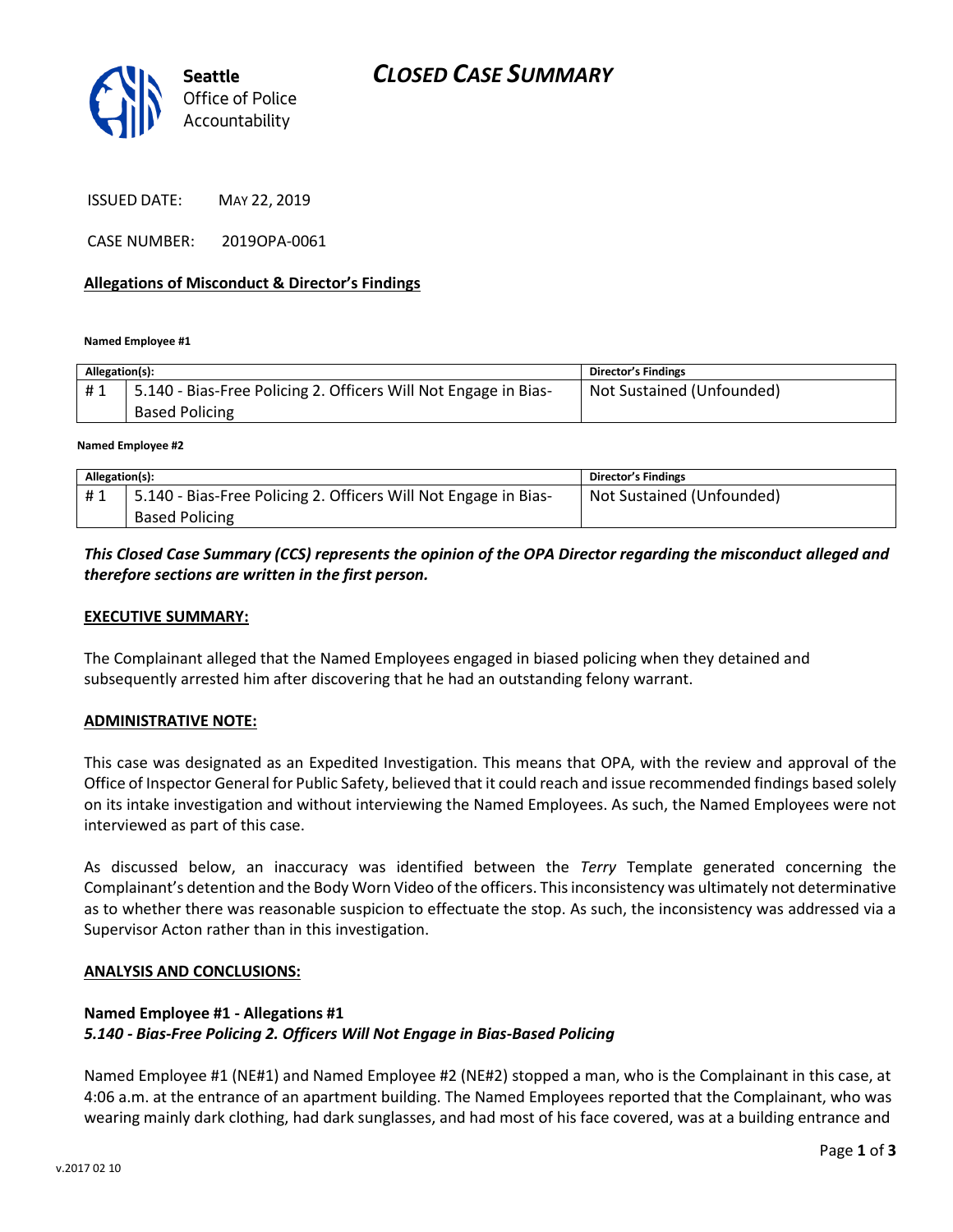Seattle Office of Police Accountability

# CLOSED CASE SUMMARY

ISSUED DATE: MAY 22, 2019

CASE NUMBER: 2019OPA-0061

**Allegations of Misconduct & Director's Findings**

**Named Employee #1**

| Allegation(s): | | Director's Findings |
|---|---|---|
| # 1 | 5.140 - Bias-Free Policing 2. Officers Will Not Engage in Bias-Based Policing | Not Sustained (Unfounded) |

**Named Employee #2**

| Allegation(s): | | Director's Findings |
|---|---|---|
| # 1 | 5.140 - Bias-Free Policing 2. Officers Will Not Engage in Bias-Based Policing | Not Sustained (Unfounded) |

***This Closed Case Summary (CCS) represents the opinion of the OPA Director regarding the misconduct alleged and therefore sections are written in the first person.***

**EXECUTIVE SUMMARY:**

The Complainant alleged that the Named Employees engaged in biased policing when they detained and subsequently arrested him after discovering that he had an outstanding felony warrant.

**ADMINISTRATIVE NOTE:**

This case was designated as an Expedited Investigation. This means that OPA, with the review and approval of the Office of Inspector General for Public Safety, believed that it could reach and issue recommended findings based solely on its intake investigation and without interviewing the Named Employees. As such, the Named Employees were not interviewed as part of this case.

As discussed below, an inaccuracy was identified between the *Terry* Template generated concerning the Complainant's detention and the Body Worn Video of the officers. This inconsistency was ultimately not determinative as to whether there was reasonable suspicion to effectuate the stop. As such, the inconsistency was addressed via a Supervisor Acton rather than in this investigation.

**ANALYSIS AND CONCLUSIONS:**

**Named Employee #1 - Allegations #1**
***5.140 - Bias-Free Policing 2. Officers Will Not Engage in Bias-Based Policing***

Named Employee #1 (NE#1) and Named Employee #2 (NE#2) stopped a man, who is the Complainant in this case, at 4:06 a.m. at the entrance of an apartment building. The Named Employees reported that the Complainant, who was wearing mainly dark clothing, had dark sunglasses, and had most of his face covered, was at a building entrance and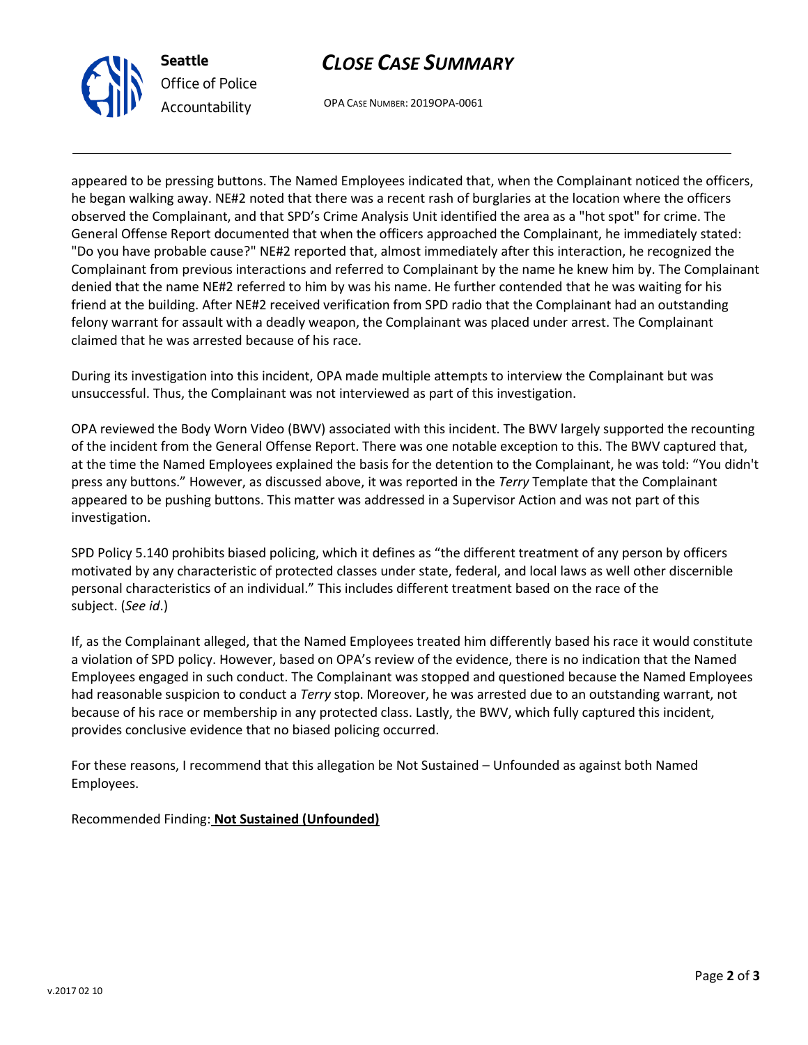appeared to be pressing buttons. The Named Employees indicated that, when the Complainant noticed the officers, he began walking away. NE#2 noted that there was a recent rash of burglaries at the location where the officers observed the Complainant, and that SPD's Crime Analysis Unit identified the area as a "hot spot" for crime. The General Offense Report documented that when the officers approached the Complainant, he immediately stated: "Do you have probable cause?" NE#2 reported that, almost immediately after this interaction, he recognized the Complainant from previous interactions and referred to Complainant by the name he knew him by. The Complainant denied that the name NE#2 referred to him by was his name. He further contended that he was waiting for his friend at the building. After NE#2 received verification from SPD radio that the Complainant had an outstanding felony warrant for assault with a deadly weapon, the Complainant was placed under arrest. The Complainant claimed that he was arrested because of his race.

During its investigation into this incident, OPA made multiple attempts to interview the Complainant but was unsuccessful. Thus, the Complainant was not interviewed as part of this investigation.

OPA reviewed the Body Worn Video (BWV) associated with this incident. The BWV largely supported the recounting of the incident from the General Offense Report. There was one notable exception to this. The BWV captured that, at the time the Named Employees explained the basis for the detention to the Complainant, he was told: "You didn't press any buttons." However, as discussed above, it was reported in the *Terry* Template that the Complainant appeared to be pushing buttons. This matter was addressed in a Supervisor Action and was not part of this investigation.

SPD Policy 5.140 prohibits biased policing, which it defines as "the different treatment of any person by officers motivated by any characteristic of protected classes under state, federal, and local laws as well other discernible personal characteristics of an individual." This includes different treatment based on the race of the subject. (*See id*.)

If, as the Complainant alleged, that the Named Employees treated him differently based his race it would constitute a violation of SPD policy. However, based on OPA's review of the evidence, there is no indication that the Named Employees engaged in such conduct. The Complainant was stopped and questioned because the Named Employees had reasonable suspicion to conduct a *Terry* stop. Moreover, he was arrested due to an outstanding warrant, not because of his race or membership in any protected class. Lastly, the BWV, which fully captured this incident, provides conclusive evidence that no biased policing occurred.

For these reasons, I recommend that this allegation be Not Sustained – Unfounded as against both Named Employees.

Recommended Finding: **Not Sustained (Unfounded)**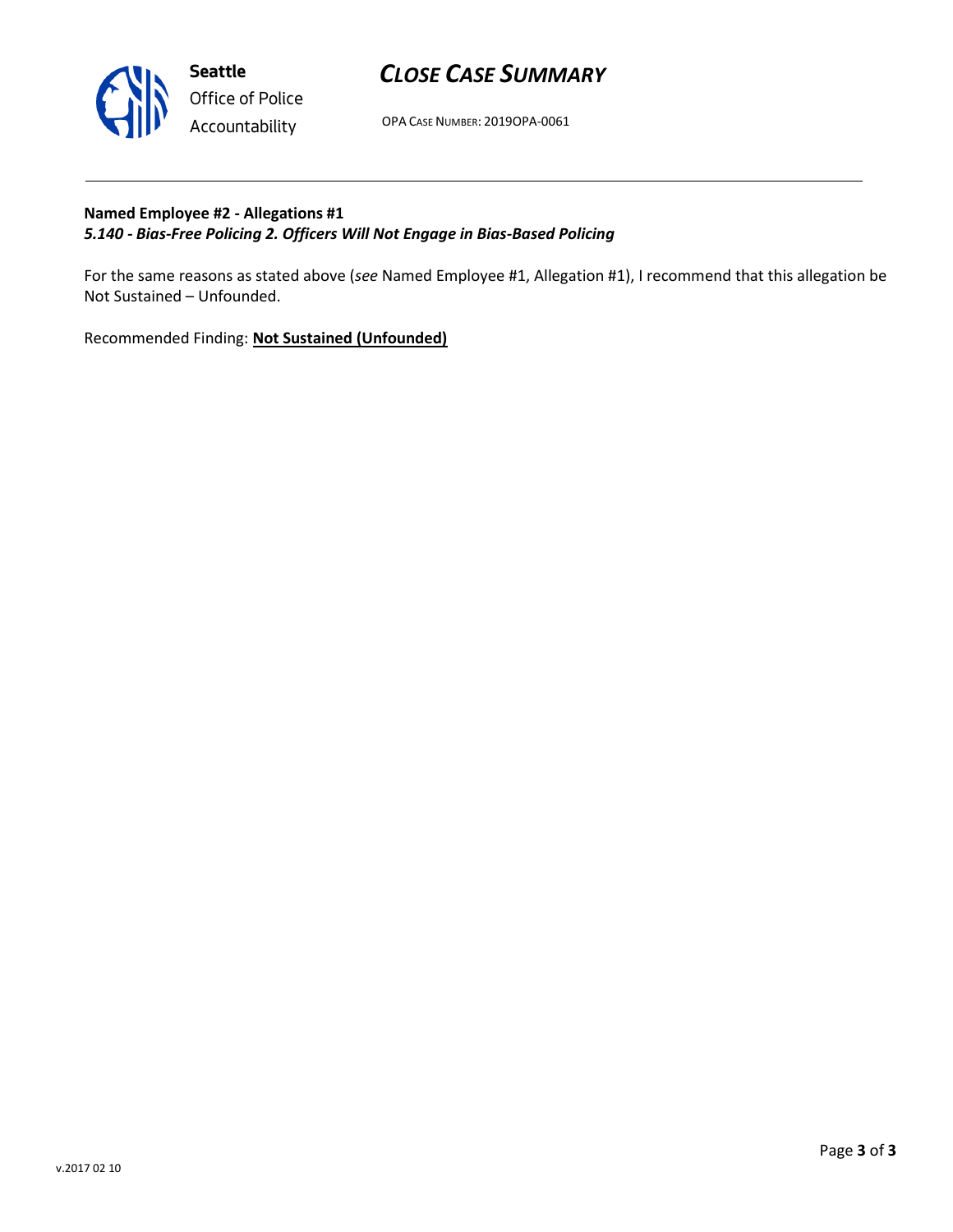**Named Employee #2 - Allegations #1**
***5.140 - Bias-Free Policing 2. Officers Will Not Engage in Bias-Based Policing***

For the same reasons as stated above (*see* Named Employee #1, Allegation #1), I recommend that this allegation be Not Sustained – Unfounded.

Recommended Finding: **Not Sustained (Unfounded)**